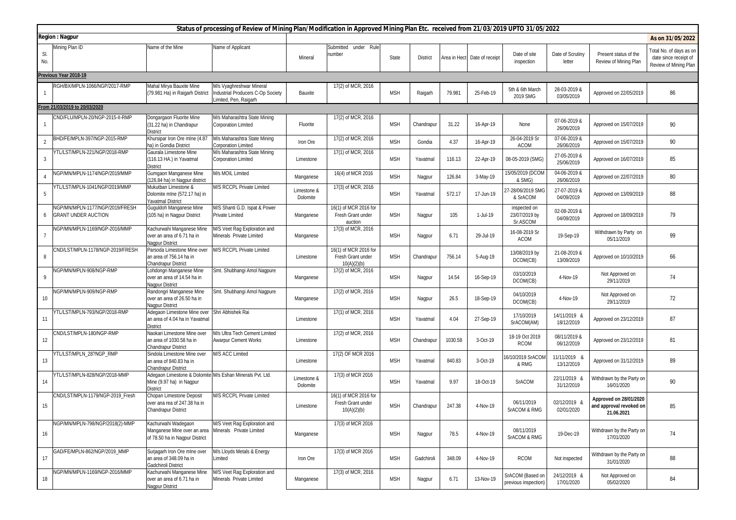## Status of processing of Review of Mining Plan/Modification in Approved Mining Plan Etc. received from 21/03/2019 UPTO 31/05/2022

**Region : Nagpur** | **As on 31/05/2022**

| Sl. No. | Mining Plan ID | Name of the Mine | Name of Applicant | Mineral | Submitted under Rule number | State | District | Area in Hect | Date of receipt | Date of site inspection | Date of Scrutiny letter | Present status of the Review of Mining Plan | Total No. of days as on date since receipt of Review of Mining Plan |
|---|---|---|---|---|---|---|---|---|---|---|---|---|---|
| **Previous Year 2018-19** | | | | | | | | | | | | | |
| 1 | RGH/BX/MPLN-1066/NGP/2017-RMP | Mahal Mirya Bauxite Mine (79.981 Ha) in Raigarh District | M/s Vyaghreshwar Mineral Industrial Producers C-Op Society Limited, Pen, Raigarh | Bauxite | 17(2) of MCR, 2016 | MSH | Raigarh | 79.981 | 25-Feb-19 | 5th & 6th March 2019 SMG | 28-03-2019 & 03/05/2019 | Approved on 22/05/2019 | 86 |
| **From 21/03/2019 to 20/03/2020** | | | | | | | | | | | | | |
| 1 | CND/FLU/MPLN-20/NGP-2015-II-RMP | Dongargaon Fluorite Mine (31.22 ha) in Chandrapur District | M/s Maharashtra State Mining Corporation Limited | Fluorite | 17(2) of MCR, 2016 | MSH | Chandrapur | 31.22 | 16-Apr-19 | None | 07-06-2019 & 26/06/2019 | Approved on 15/07/2019 | 90 |
| 2 | BHD/FE/MPLN-397/NGP-2015-RMP | Khursipar Iron Ore mIne (4.87 ha) in Gondia District | M/s Maharashtra State Mining Corporation Limited | Iron Ore | 17(2) of MCR, 2016 | MSH | Gondia | 4.37 | 16-Apr-19 | 26-04-2019 Sr ACOM | 07-06-2019 & 26/06/2019 | Approved on 15/07/2019 | 90 |
| 3 | YTL/LST/MPLN-221/NGP/2018-RMP | Gaurala Limestone Mine (116.13 HA.) in Yavatmal District | M/s Maharashtra State Mining Corporation Limited | Limestone | 17(1) of MCR, 2016 | MSH | Yavatmal | 116.13 | 22-Apr-19 | 08-05-2019 (SMG) | 27-05-2019 & 25/06/2019 | Approved on 16/07/2019 | 85 |
| 4 | NGP/MN/MPLN-1174/NGP/2019/MMP | Gumgaon Manganese Mine (126.84 ha) in Nagpur district | M/s MOIL Limited | Manganese | 16(4) of MCR 2016 | MSH | Nagpur | 126.84 | 3-May-19 | 15/05/2019 (DCOM & SMG) | 04-06-2019 & 26/06/2019 | Approved on 22/07/2019 | 80 |
| 5 | YTL/LST/MPLN-1041/NGP/2019/MMP | Mukutban Limestone & Dolomite mIne (572.17 ha) in Yavatmal District | M/S RCCPL Private Limited | Limestone & Dolomite | 17(3) of MCR, 2016 | MSH | Yavatmal | 572.17 | 17-Jun-19 | 27-28/06/2019 SMG & SrACOM | 27-07-2019 & 04/09/2019 | Approved on 13/09/2019 | 88 |
| 6 | NGP/MN/MPLN-1177/NGP/2019/FRESH GRANT UNDER AUCTION | Guguldoh Manganese Mine (105 ha) in Nagpur District | M/S Shanti G.D. Ispat & Power Private Limited | Manganese | 16(1) of MCR 2016 for Fresh Grant under auction | MSH | Nagpur | 105 | 1-Jul-19 | inspected on 23/07/2019 by Sr.ASCOM | 02-08-2019 & 04/09/2019 | Approved on 18/09/2019 | 79 |
| 7 | NGP/MN/MPLN-1169/NGP-2016/MMP | Kachurwahi Manganese Mine over an area of 6.71 ha in Nagpur District | M/S Veet Rag Exploration and Minerals Private Limited | Manganese | 17(3) of MCR, 2016 | MSH | Nagpur | 6.71 | 29-Jul-19 | 16-08-2019 Sr ACOM | 19-Sep-19 | Withdrawn by Party on 05/11/2019 | 99 |
| 8 | CND/LST/MPLN-1178/NGP-2019/FRESH | Parsoda Limestone Mine over an area of 756.14 ha in Chandrapur District | M/S RCCPL Private Limited | Limestone | 16(1) of MCR 2016 for Fresh Grant under 10(A)(2)(b) | MSH | Chandrapur | 756.14 | 5-Aug-19 | 13/08/2019 by DCOM(CB) | 21-08-2019 & 13/09/2019 | Approved on 10/10/2019 | 66 |
| 9 | NGP/MN/MPLN-908/NGP-RMP | Lohdongri Manganese Mine over an area of 14.54 ha in Nagpur District | Smt. Shubhangi Amol Nagpure | Manganese | 17(2) of MCR, 2016 | MSH | Nagpur | 14.54 | 16-Sep-19 | 03/10/2019 DCOM(CB) | 4-Nov-19 | Not Approved on 29/11/2019 | 74 |
| 10 | NGP/MN/MPLN-909/NGP-RMP | Randongri Manganese Mine over an area of 26.50 ha in Nagpur District | Smt. Shubhangi Amol Nagpure | Manganese | 17(2) of MCR, 2016 | MSH | Nagpur | 26.5 | 18-Sep-19 | 04/10/2019 DCOM(CB) | 4-Nov-19 | Not Approved on 29/11/2019 | 72 |
| 11 | YTL/LST/MPLN-793/NGP/2018-RMP | Adegaon Limestone Mine over an area of 4.04 ha in Yavatmal District | Shri Abhishek Rai | Limestone | 17(1) of MCR, 2016 | MSH | Yavatmal | 4.04 | 27-Sep-19 | 17/10/2019 SrACOM(AM) | 14/11/2019 & 18/12/2019 | Approved on 23/12/2019 | 87 |
| 12 | CND/LST/MPLN-180/NGP-RMP | Naokari Limestone Mine over an area of 1030.58 ha in Chandrapur District | M/s Ultra Tech Cement Limited Awarpur Cement Works | Limestone | 17(2) of MCR, 2016 | MSH | Chandrapur | 1030.58 | 3-Oct-19 | 18-19 Oct 2019 RCOM | 08/11/2019 & 06/12/2019 | Approved on 23/12/2019 | 81 |
| 13 | YTL/LST/MPLN_28?NGP_RMP | Sindola Limestone Mine over an area of 840.83 ha in Chandrapur District | M/S ACC Limited | Limestone | 17(2) OF MCR 2016 | MSH | Yavatmal | 840.83 | 3-Oct-19 | 16/10/2019 SrACOM & RMG | 11/11/2019 & 13/12/2019 | Approved on 31/12/2019 | 89 |
| 14 | YTL/LST/MPLN-828/NGP/2018-MMP | Adegaon Limestone & Dolomite Mine (9.97 ha) in Nagpur District | M/s Eshan Minerals Pvt. Ltd. | Limestone & Dolomite | 17(3) of MCR 2016 | MSH | Yavatmal | 9.97 | 18-Oct-19 | SrACOM | 22/11/2019 & 31/12/2019 | Withdrawn by the Party on 16/01/2020 | 90 |
| 15 | CND/LST/MPLN-1179/NGP-2019_Fresh | Chopan Limestone Deposit over ana rea of 247.38 ha in Chandrapur District | M/S RCCPL Private Limited | Limestone | 16(1) of MCR 2016 for Fresh Grant under 10(A)(2)(b) | MSH | Chandrapur | 247.38 | 4-Nov-19 | 06/11/2019 SrACOM & RMG | 02/12/2019 & 02/01/2020 | **Approved on 28/01/2020 and approval revoked on 21.06.2021** | 85 |
| 16 | NGP/MN/MPLN-798/NGP/2018(2)-MMP | Kachurwahi Wadegaon Manganese Mine over an area of 78.50 ha in Nagpur District | M/S Veet Rag Exploration and Minerals Private Limited | Manganese | 17(3) of MCR 2016 | MSH | Nagpur | 78.5 | 4-Nov-19 | 08/11/2019 SrACOM & RMG | 19-Dec-19 | Withdrawn by the Party on 17/01/2020 | 74 |
| 17 | GAD/FE/MPLN-862/NGP/2019_MMP | Surjagarh Iron Ore mIne over an area of 348.09 ha in Gadchiroli District | M/s Lloyds Metals & Energy Limited | Iron Ore | 17(3) of MCR 2016 | MSH | Gadchiroli | 348.09 | 4-Nov-19 | RCOM | Not inspected | Withdrawn by the Party on 31/01/2020 | 88 |
| 18 | NGP/MN/MPLN-1169/NGP-2016/MMP | Kachurwahi Manganese Mine over an area of 6.71 ha in Nagpur District | M/S Veet Rag Exploration and Minerals Private Limited | Manganese | 17(3) of MCR, 2016 | MSH | Nagpur | 6.71 | 13-Nov-19 | SrACOM (Based on previous inspection) | 24/12/2019 & 17/01/2020 | Not Approved on 05/02/2020 | 84 |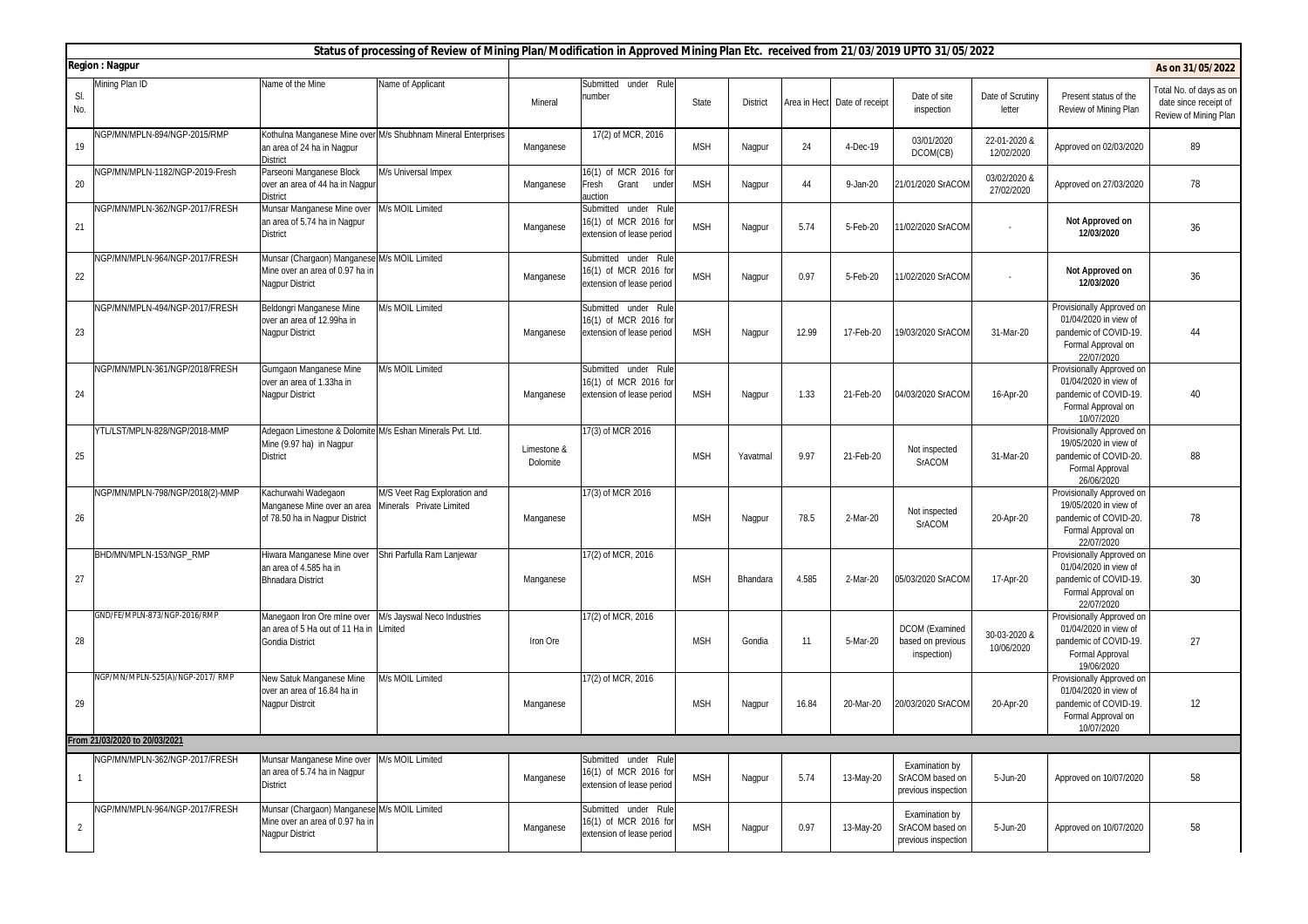## Status of processing of Review of Mining Plan/Modification in Approved Mining Plan Etc. received from 21/03/2019 UPTO 31/05/2022

**Region : Nagpur** **As on 31/05/2022**

| Sl. No. | Mining Plan ID | Name of the Mine | Name of Applicant | Mineral | Submitted under Rule number | State | District | Area in Hect | Date of receipt | Date of site inspection | Date of Scrutiny letter | Present status of the Review of Mining Plan | Total No. of days as on date since receipt of Review of Mining Plan |
|---|---|---|---|---|---|---|---|---|---|---|---|---|---|
| 19 | NGP/MN/MPLN-894/NGP-2015/RMP | Kothulna Manganese Mine over an area of 24 ha in Nagpur District | M/s Shubhnam Mineral Enterprises | Manganese | 17(2) of MCR, 2016 | MSH | Nagpur | 24 | 4-Dec-19 | 03/01/2020 DCOM(CB) | 22-01-2020 & 12/02/2020 | Approved on 02/03/2020 | 89 |
| 20 | NGP/MN/MPLN-1182/NGP-2019-Fresh | Parseoni Manganese Block over an area of 44 ha in Nagpur District | M/s Universal Impex | Manganese | 16(1) of MCR 2016 for Fresh Grant under auction | MSH | Nagpur | 44 | 9-Jan-20 | 21/01/2020 SrACOM | 03/02/2020 & 27/02/2020 | Approved on 27/03/2020 | 78 |
| 21 | NGP/MN/MPLN-362/NGP-2017/FRESH | Munsar Manganese Mine over an area of 5.74 ha in Nagpur District | M/s MOIL Limited | Manganese | Submitted under Rule 16(1) of MCR 2016 for extension of lease period | MSH | Nagpur | 5.74 | 5-Feb-20 | 11/02/2020 SrACOM | - | **Not Approved on 12/03/2020** | 36 |
| 22 | NGP/MN/MPLN-964/NGP-2017/FRESH | Munsar (Chargaon) Manganese Mine over an area of 0.97 ha in Nagpur District | M/s MOIL Limited | Manganese | Submitted under Rule 16(1) of MCR 2016 for extension of lease period | MSH | Nagpur | 0.97 | 5-Feb-20 | 11/02/2020 SrACOM | - | **Not Approved on 12/03/2020** | 36 |
| 23 | NGP/MN/MPLN-494/NGP-2017/FRESH | Beldongri Manganese Mine over an area of 12.99ha in Nagpur District | M/s MOIL Limited | Manganese | Submitted under Rule 16(1) of MCR 2016 for extension of lease period | MSH | Nagpur | 12.99 | 17-Feb-20 | 19/03/2020 SrACOM | 31-Mar-20 | Provisionally Approved on 01/04/2020 in view of pandemic of COVID-19. Formal Approval on 22/07/2020 | 44 |
| 24 | NGP/MN/MPLN-361/NGP/2018/FRESH | Gumgaon Manganese Mine over an area of 1.33ha in Nagpur District | M/s MOIL Limited | Manganese | Submitted under Rule 16(1) of MCR 2016 for extension of lease period | MSH | Nagpur | 1.33 | 21-Feb-20 | 04/03/2020 SrACOM | 16-Apr-20 | Provisionally Approved on 01/04/2020 in view of pandemic of COVID-19. Formal Approval on 10/07/2020 | 40 |
| 25 | YTL/LST/MPLN-828/NGP/2018-MMP | Adegaon Limestone & Dolomite Mine (9.97 ha) in Nagpur District | M/s Eshan Minerals Pvt. Ltd. | Limestone & Dolomite | 17(3) of MCR 2016 | MSH | Yavatmal | 9.97 | 21-Feb-20 | Not inspected SrACOM | 31-Mar-20 | Provisionally Approved on 19/05/2020 in view of pandemic of COVID-20. Formal Approval 26/06/2020 | 88 |
| 26 | NGP/MN/MPLN-798/NGP/2018(2)-MMP | Kachurwahi Wadegaon Manganese Mine over an area of 78.50 ha in Nagpur District | M/S Veet Rag Exploration and Minerals Private Limited | Manganese | 17(3) of MCR 2016 | MSH | Nagpur | 78.5 | 2-Mar-20 | Not inspected SrACOM | 20-Apr-20 | Provisionally Approved on 19/05/2020 in view of pandemic of COVID-20. Formal Approval on 22/07/2020 | 78 |
| 27 | BHD/MN/MPLN-153/NGP_RMP | Hiwara Manganese Mine over an area of 4.585 ha in Bhnadara District | Shri Parfulla Ram Lanjewar | Manganese | 17(2) of MCR, 2016 | MSH | Bhandara | 4.585 | 2-Mar-20 | 05/03/2020 SrACOM | 17-Apr-20 | Provisionally Approved on 01/04/2020 in view of pandemic of COVID-19. Formal Approval on 22/07/2020 | 30 |
| 28 | GND/FE/MPLN-873/NGP-2016/RMP | Manegaon Iron Ore mIne over an area of 5 Ha out of 11 Ha in Gondia District | M/s Jayswal Neco Industries Limited | Iron Ore | 17(2) of MCR, 2016 | MSH | Gondia | 11 | 5-Mar-20 | DCOM (Examined based on previous inspection) | 30-03-2020 & 10/06/2020 | Provisionally Approved on 01/04/2020 in view of pandemic of COVID-19. Formal Approval 19/06/2020 | 27 |
| 29 | NGP/MN/MPLN-525(A)/NGP-2017/ RMP | New Satuk Manganese Mine over an area of 16.84 ha in Nagpur Distrcit | M/s MOIL Limited | Manganese | 17(2) of MCR, 2016 | MSH | Nagpur | 16.84 | 20-Mar-20 | 20/03/2020 SrACOM | 20-Apr-20 | Provisionally Approved on 01/04/2020 in view of pandemic of COVID-19. Formal Approval on 10/07/2020 | 12 |
| **From 21/03/2020 to 20/03/2021** | | | | | | | | | | | | | |
| 1 | NGP/MN/MPLN-362/NGP-2017/FRESH | Munsar Manganese Mine over an area of 5.74 ha in Nagpur District | M/s MOIL Limited | Manganese | Submitted under Rule 16(1) of MCR 2016 for extension of lease period | MSH | Nagpur | 5.74 | 13-May-20 | Examination by SrACOM based on previous inspection | 5-Jun-20 | Approved on 10/07/2020 | 58 |
| 2 | NGP/MN/MPLN-964/NGP-2017/FRESH | Munsar (Chargaon) Manganese Mine over an area of 0.97 ha in Nagpur District | M/s MOIL Limited | Manganese | Submitted under Rule 16(1) of MCR 2016 for extension of lease period | MSH | Nagpur | 0.97 | 13-May-20 | Examination by SrACOM based on previous inspection | 5-Jun-20 | Approved on 10/07/2020 | 58 |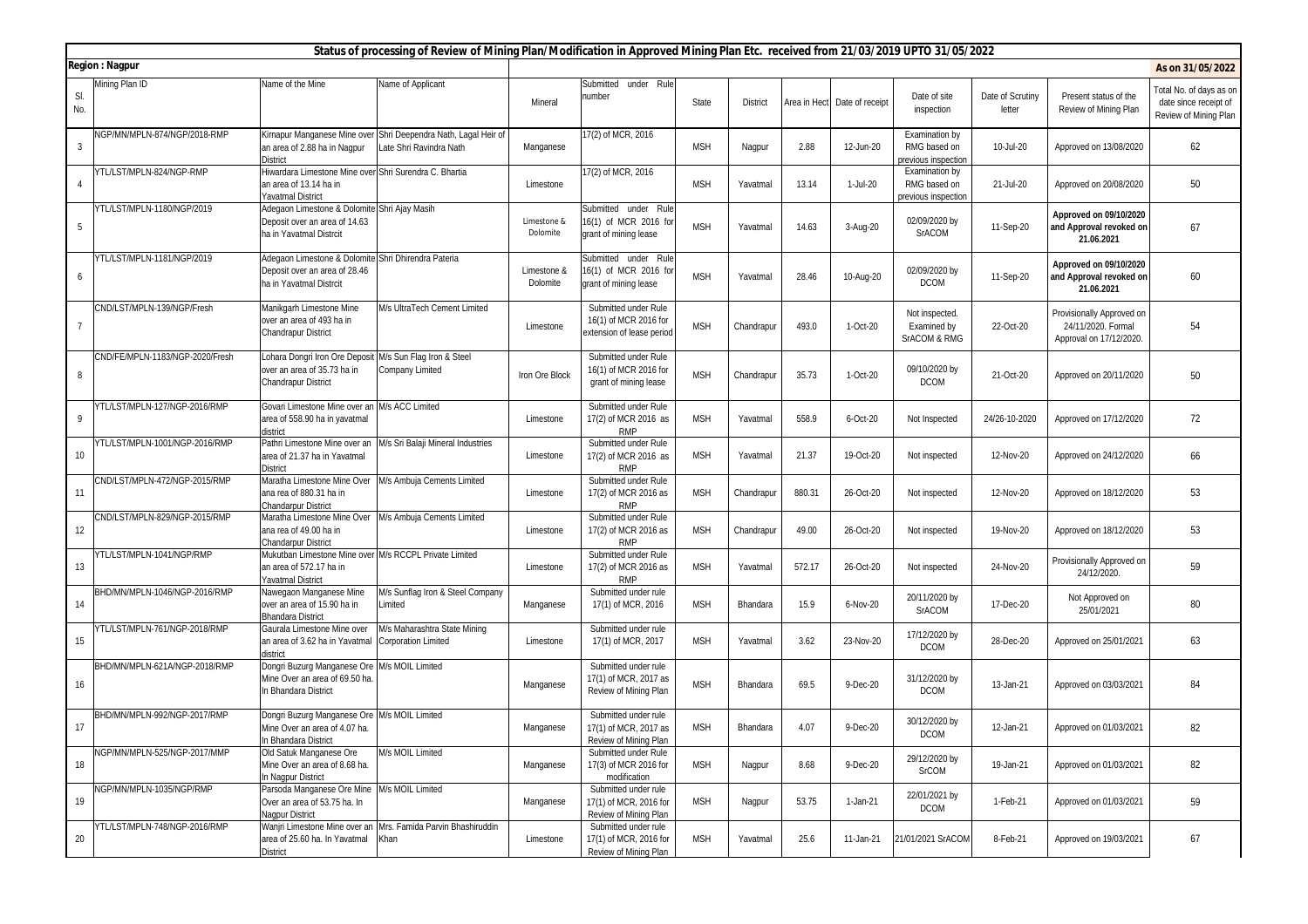## Status of processing of Review of Mining Plan/Modification in Approved Mining Plan Etc. received from 21/03/2019 UPTO 31/05/2022

**Region : Nagpur** **As on 31/05/2022**

| Sl. No. | Mining Plan ID | Name of the Mine | Name of Applicant | Mineral | Submitted under Rule number | State | District | Area in Hect | Date of receipt | Date of site inspection | Date of Scrutiny letter | Present status of the Review of Mining Plan | Total No. of days as on date since receipt of Review of Mining Plan |
|---|---|---|---|---|---|---|---|---|---|---|---|---|---|
| 3 | NGP/MN/MPLN-874/NGP/2018-RMP | Kirnapur Manganese Mine over an area of 2.88 ha in Nagpur District | Shri Deependra Nath, Lagal Heir of Late Shri Ravindra Nath | Manganese | 17(2) of MCR, 2016 | MSH | Nagpur | 2.88 | 12-Jun-20 | Examination by RMG based on previous inspection | 10-Jul-20 | Approved on 13/08/2020 | 62 |
| 4 | YTL/LST/MPLN-824/NGP-RMP | Hiwardara Limestone Mine over an area of 13.14 ha in Yavatmal District | Shri Surendra C. Bhartia | Limestone | 17(2) of MCR, 2016 | MSH | Yavatmal | 13.14 | 1-Jul-20 | Examination by RMG based on previous inspection | 21-Jul-20 | Approved on 20/08/2020 | 50 |
| 5 | YTL/LST/MPLN-1180/NGP/2019 | Adegaon Limestone & Dolomite Deposit over an area of 14.63 ha in Yavatmal Distrcit | Shri Ajay Masih | Limestone & Dolomite | Submitted under Rule 16(1) of MCR 2016 for grant of mining lease | MSH | Yavatmal | 14.63 | 3-Aug-20 | 02/09/2020 by SrACOM | 11-Sep-20 | **Approved on 09/10/2020 and Approval revoked on 21.06.2021** | 67 |
| 6 | YTL/LST/MPLN-1181/NGP/2019 | Adegaon Limestone & Dolomite Deposit over an area of 28.46 ha in Yavatmal Distrcit | Shri Dhirendra Pateria | Limestone & Dolomite | Submitted under Rule 16(1) of MCR 2016 for grant of mining lease | MSH | Yavatmal | 28.46 | 10-Aug-20 | 02/09/2020 by DCOM | 11-Sep-20 | **Approved on 09/10/2020 and Approval revoked on 21.06.2021** | 60 |
| 7 | CND/LST/MPLN-139/NGP/Fresh | Manikgarh Limestone Mine over an area of 493 ha in Chandrapur District | M/s UltraTech Cement Limited | Limestone | Submitted under Rule 16(1) of MCR 2016 for extension of lease period | MSH | Chandrapur | 493.0 | 1-Oct-20 | Not inspected. Examined by SrACOM & RMG | 22-Oct-20 | Provisionally Approved on 24/11/2020. Formal Approval on 17/12/2020. | 54 |
| 8 | CND/FE/MPLN-1183/NGP-2020/Fresh | Lohara Dongri Iron Ore Deposit over an area of 35.73 ha in Chandrapur District | M/s Sun Flag Iron & Steel Company Limited | Iron Ore Block | Submitted under Rule 16(1) of MCR 2016 for grant of mining lease | MSH | Chandrapur | 35.73 | 1-Oct-20 | 09/10/2020 by DCOM | 21-Oct-20 | Approved on 20/11/2020 | 50 |
| 9 | YTL/LST/MPLN-127/NGP-2016/RMP | Govari Limestone Mine over an area of 558.90 ha in yavatmal district | M/s ACC Limited | Limestone | Submitted under Rule 17(2) of MCR 2016 as RMP | MSH | Yavatmal | 558.9 | 6-Oct-20 | Not Inspected | 24/26-10-2020 | Approved on 17/12/2020 | 72 |
| 10 | YTL/LST/MPLN-1001/NGP-2016/RMP | Pathri Limestone Mine over an area of 21.37 ha in Yavatmal District | M/s Sri Balaji Mineral Industries | Limestone | Submitted under Rule 17(2) of MCR 2016 as RMP | MSH | Yavatmal | 21.37 | 19-Oct-20 | Not inspected | 12-Nov-20 | Approved on 24/12/2020 | 66 |
| 11 | CND/LST/MPLN-472/NGP-2015/RMP | Maratha Limestone Mine Over ana rea of 880.31 ha in Chandarpur District | M/s Ambuja Cements Limited | Limestone | Submitted under Rule 17(2) of MCR 2016 as RMP | MSH | Chandrapur | 880.31 | 26-Oct-20 | Not inspected | 12-Nov-20 | Approved on 18/12/2020 | 53 |
| 12 | CND/LST/MPLN-829/NGP-2015/RMP | Maratha Limestone Mine Over ana rea of 49.00 ha in Chandarpur District | M/s Ambuja Cements Limited | Limestone | Submitted under Rule 17(2) of MCR 2016 as RMP | MSH | Chandrapur | 49.00 | 26-Oct-20 | Not inspected | 19-Nov-20 | Approved on 18/12/2020 | 53 |
| 13 | YTL/LST/MPLN-1041/NGP/RMP | Mukutban Limestone Mine over an area of 572.17 ha in Yavatmal District | M/s RCCPL Private Limited | Limestone | Submitted under Rule 17(2) of MCR 2016 as RMP | MSH | Yavatmal | 572.17 | 26-Oct-20 | Not inspected | 24-Nov-20 | Provisionally Approved on 24/12/2020. | 59 |
| 14 | BHD/MN/MPLN-1046/NGP-2016/RMP | Nawegaon Manganese Mine over an area of 15.90 ha in Bhandara District | M/s Sunflag Iron & Steel Company Limited | Manganese | Submitted under rule 17(1) of MCR, 2016 | MSH | Bhandara | 15.9 | 6-Nov-20 | 20/11/2020 by SrACOM | 17-Dec-20 | Not Approved on 25/01/2021 | 80 |
| 15 | YTL/LST/MPLN-761/NGP-2018/RMP | Gaurala Limestone Mine over an area of 3.62 ha in Yavatmal district | M/s Maharashtra State Mining Corporation Limited | Limestone | Submitted under rule 17(1) of MCR, 2017 | MSH | Yavatmal | 3.62 | 23-Nov-20 | 17/12/2020 by DCOM | 28-Dec-20 | Approved on 25/01/2021 | 63 |
| 16 | BHD/MN/MPLN-621A/NGP-2018/RMP | Dongri Buzurg Manganese Ore Mine Over an area of 69.50 ha. In Bhandara District | M/s MOIL Limited | Manganese | Submitted under rule 17(1) of MCR, 2017 as Review of Mining Plan | MSH | Bhandara | 69.5 | 9-Dec-20 | 31/12/2020 by DCOM | 13-Jan-21 | Approved on 03/03/2021 | 84 |
| 17 | BHD/MN/MPLN-992/NGP-2017/RMP | Dongri Buzurg Manganese Ore Mine Over an area of 4.07 ha. In Bhandara District | M/s MOIL Limited | Manganese | Submitted under rule 17(1) of MCR, 2017 as Review of Mining Plan | MSH | Bhandara | 4.07 | 9-Dec-20 | 30/12/2020 by DCOM | 12-Jan-21 | Approved on 01/03/2021 | 82 |
| 18 | NGP/MN/MPLN-525/NGP-2017/MMP | Old Satuk Manganese Ore Mine Over an area of 8.68 ha. In Nagpur District | M/s MOIL Limited | Manganese | Submitted under Rule 17(3) of MCR 2016 as modification | MSH | Nagpur | 8.68 | 9-Dec-20 | 29/12/2020 by SrCOM | 19-Jan-21 | Approved on 01/03/2021 | 82 |
| 19 | NGP/MN/MPLN-1035/NGP/RMP | Parsoda Manganese Ore Mine Over an area of 53.75 ha. In Nagpur District | M/s MOIL Limited | Manganese | Submitted under rule 17(1) of MCR, 2016 for Review of Mining Plan | MSH | Nagpur | 53.75 | 1-Jan-21 | 22/01/2021 by DCOM | 1-Feb-21 | Approved on 01/03/2021 | 59 |
| 20 | YTL/LST/MPLN-748/NGP-2016/RMP | Wanjri Limestone Mine over an area of 25.60 ha. In Yavatmal District | Mrs. Famida Parvin Bhashiruddin Khan | Limestone | Submitted under rule 17(1) of MCR, 2016 for Review of Mining Plan | MSH | Yavatmal | 25.6 | 11-Jan-21 | 21/01/2021 SrACOM | 8-Feb-21 | Approved on 19/03/2021 | 67 |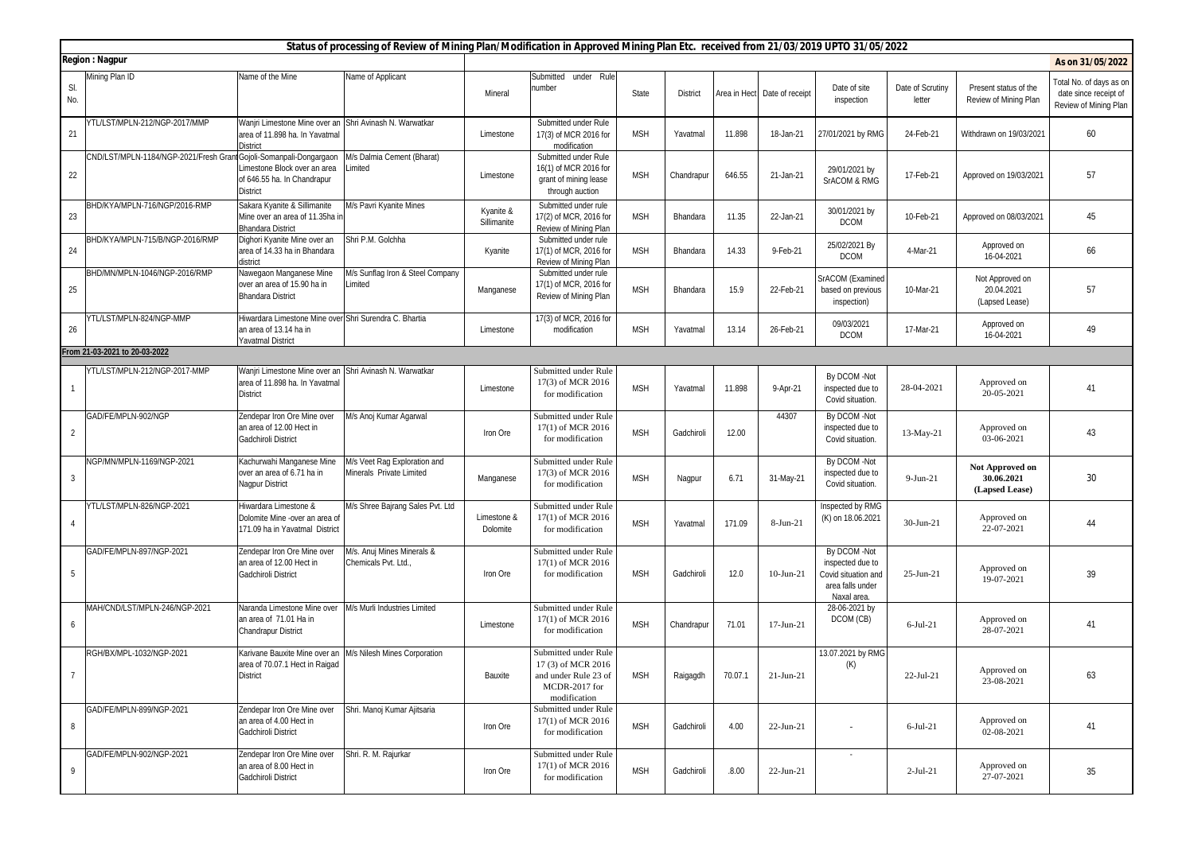# Status of processing of Review of Mining Plan/Modification in Approved Mining Plan Etc. received from 21/03/2019 UPTO 31/05/2022

**Region : Nagpur** | **As on 31/05/2022**

| Sl. No. | Mining Plan ID | Name of the Mine | Name of Applicant | Mineral | Submitted under Rule number | State | District | Area in Hect | Date of receipt | Date of site inspection | Date of Scrutiny letter | Present status of the Review of Mining Plan | Total No. of days as on date since receipt of Review of Mining Plan |
|---|---|---|---|---|---|---|---|---|---|---|---|---|---|
| 21 | YTL/LST/MPLN-212/NGP-2017/MMP | Wanjri Limestone Mine over an area of 11.898 ha. In Yavatmal District | Shri Avinash N. Warwatkar | Limestone | Submitted under Rule 17(3) of MCR 2016 for modification | MSH | Yavatmal | 11.898 | 18-Jan-21 | 27/01/2021 by RMG | 24-Feb-21 | Withdrawn on 19/03/2021 | 60 |
| 22 | CND/LST/MPLN-1184/NGP-2021/Fresh Grant | Gojoli-Somanpali-Dongargaon Limestone Block over an area of 646.55 ha. In Chandrapur District | M/s Dalmia Cement (Bharat) Limited | Limestone | Submitted under Rule 16(1) of MCR 2016 for grant of mining lease through auction | MSH | Chandrapur | 646.55 | 21-Jan-21 | 29/01/2021 by SrACOM & RMG | 17-Feb-21 | Approved on 19/03/2021 | 57 |
| 23 | BHD/KYA/MPLN-716/NGP/2016-RMP | Sakara Kyanite & Sillimanite Mine over an area of 11.35ha in Bhandara District | M/s Pavri Kyanite Mines | Kyanite & Sillimanite | Submitted under rule 17(2) of MCR, 2016 for Review of Mining Plan | MSH | Bhandara | 11.35 | 22-Jan-21 | 30/01/2021 by DCOM | 10-Feb-21 | Approved on 08/03/2021 | 45 |
| 24 | BHD/KYA/MPLN-715/B/NGP-2016/RMP | Dighori Kyanite Mine over an area of 14.33 ha in Bhandara district | Shri P.M. Golchha | Kyanite | Submitted under rule 17(1) of MCR, 2016 for Review of Mining Plan | MSH | Bhandara | 14.33 | 9-Feb-21 | 25/02/2021 By DCOM | 4-Mar-21 | Approved on 16-04-2021 | 66 |
| 25 | BHD/MN/MPLN-1046/NGP-2016/RMP | Nawegaon Manganese Mine over an area of 15.90 ha in Bhandara District | M/s Sunflag Iron & Steel Company Limited | Manganese | Submitted under rule 17(1) of MCR, 2016 for Review of Mining Plan | MSH | Bhandara | 15.9 | 22-Feb-21 | SrACOM (Examined based on previous inspection) | 10-Mar-21 | Not Approved on 20.04.2021 (Lapsed Lease) | 57 |
| 26 | YTL/LST/MPLN-824/NGP-MMP | Hiwardara Limestone Mine over an area of 13.14 ha in Yavatmal District | Shri Surendra C. Bhartia | Limestone | 17(3) of MCR, 2016 for modification | MSH | Yavatmal | 13.14 | 26-Feb-21 | 09/03/2021 DCOM | 17-Mar-21 | Approved on 16-04-2021 | 49 |
| **From 21-03-2021 to 20-03-2022** | | | | | | | | | | | | | |
| 1 | YTL/LST/MPLN-212/NGP-2017-MMP | Wanjri Limestone Mine over an area of 11.898 ha. In Yavatmal District | Shri Avinash N. Warwatkar | Limestone | Submitted under Rule 17(3) of MCR 2016 for modification | MSH | Yavatmal | 11.898 | 9-Apr-21 | By DCOM -Not inspected due to Covid situation. | 28-04-2021 | Approved on 20-05-2021 | 41 |
| 2 | GAD/FE/MPLN-902/NGP | Zendepar Iron Ore Mine over an area of 12.00 Hect in Gadchiroli District | M/s Anoj Kumar Agarwal | Iron Ore | Submitted under Rule 17(1) of MCR 2016 for modification | MSH | Gadchiroli | 12.00 | 44307 | By DCOM -Not inspected due to Covid situation. | 13-May-21 | Approved on 03-06-2021 | 43 |
| 3 | NGP/MN/MPLN-1169/NGP-2021 | Kachurwahi Manganese Mine over an area of 6.71 ha in Nagpur District | M/s Veet Rag Exploration and Minerals Private Limited | Manganese | Submitted under Rule 17(3) of MCR 2016 for modification | MSH | Nagpur | 6.71 | 31-May-21 | By DCOM -Not inspected due to Covid situation. | 9-Jun-21 | **Not Approved on 30.06.2021 (Lapsed Lease)** | 30 |
| 4 | YTL/LST/MPLN-826/NGP-2021 | Hiwardara Limestone & Dolomite Mine -over an area of 171.09 ha in Yavatmal District | M/s Shree Bajrang Sales Pvt. Ltd | Limestone & Dolomite | Submitted under Rule 17(1) of MCR 2016 for modification | MSH | Yavatmal | 171.09 | 8-Jun-21 | Inspected by RMG (K) on 18.06.2021 | 30-Jun-21 | Approved on 22-07-2021 | 44 |
| 5 | GAD/FE/MPLN-897/NGP-2021 | Zendepar Iron Ore Mine over an area of 12.00 Hect in Gadchiroli District | M/s. Anuj Mines Minerals & Chemicals Pvt. Ltd., | Iron Ore | Submitted under Rule 17(1) of MCR 2016 for modification | MSH | Gadchiroli | 12.0 | 10-Jun-21 | By DCOM -Not inspected due to Covid situation and area falls under Naxal area. | 25-Jun-21 | Approved on 19-07-2021 | 39 |
| 6 | MAH/CND/LST/MPLN-246/NGP-2021 | Naranda Limestone Mine over an area of 71.01 Ha in Chandrapur District | M/s Murli Industries Limited | Limestone | Submitted under Rule 17(1) of MCR 2016 for modification | MSH | Chandrapur | 71.01 | 17-Jun-21 | 28-06-2021 by DCOM (CB) | 6-Jul-21 | Approved on 28-07-2021 | 41 |
| 7 | RGH/BX/MPL-1032/NGP-2021 | Karivane Bauxite Mine over an area of 70.07.1 Hect in Raigad District | M/s Nilesh Mines Corporation | Bauxite | Submitted under Rule 17 (3) of MCR 2016 and under Rule 23 of MCDR-2017 for modification | MSH | Raigagdh | 70.07.1 | 21-Jun-21 | 13.07.2021 by RMG (K) | 22-Jul-21 | Approved on 23-08-2021 | 63 |
| 8 | GAD/FE/MPLN-899/NGP-2021 | Zendepar Iron Ore Mine over an area of 4.00 Hect in Gadchiroli District | Shri. Manoj Kumar Ajitsaria | Iron Ore | Submitted under Rule 17(1) of MCR 2016 for modification | MSH | Gadchiroli | 4.00 | 22-Jun-21 | - | 6-Jul-21 | Approved on 02-08-2021 | 41 |
| 9 | GAD/FE/MPLN-902/NGP-2021 | Zendepar Iron Ore Mine over an area of 8.00 Hect in Gadchiroli District | Shri. R. M. Rajurkar | Iron Ore | Submitted under Rule 17(1) of MCR 2016 for modification | MSH | Gadchiroli | .8.00 | 22-Jun-21 | - | 2-Jul-21 | Approved on 27-07-2021 | 35 |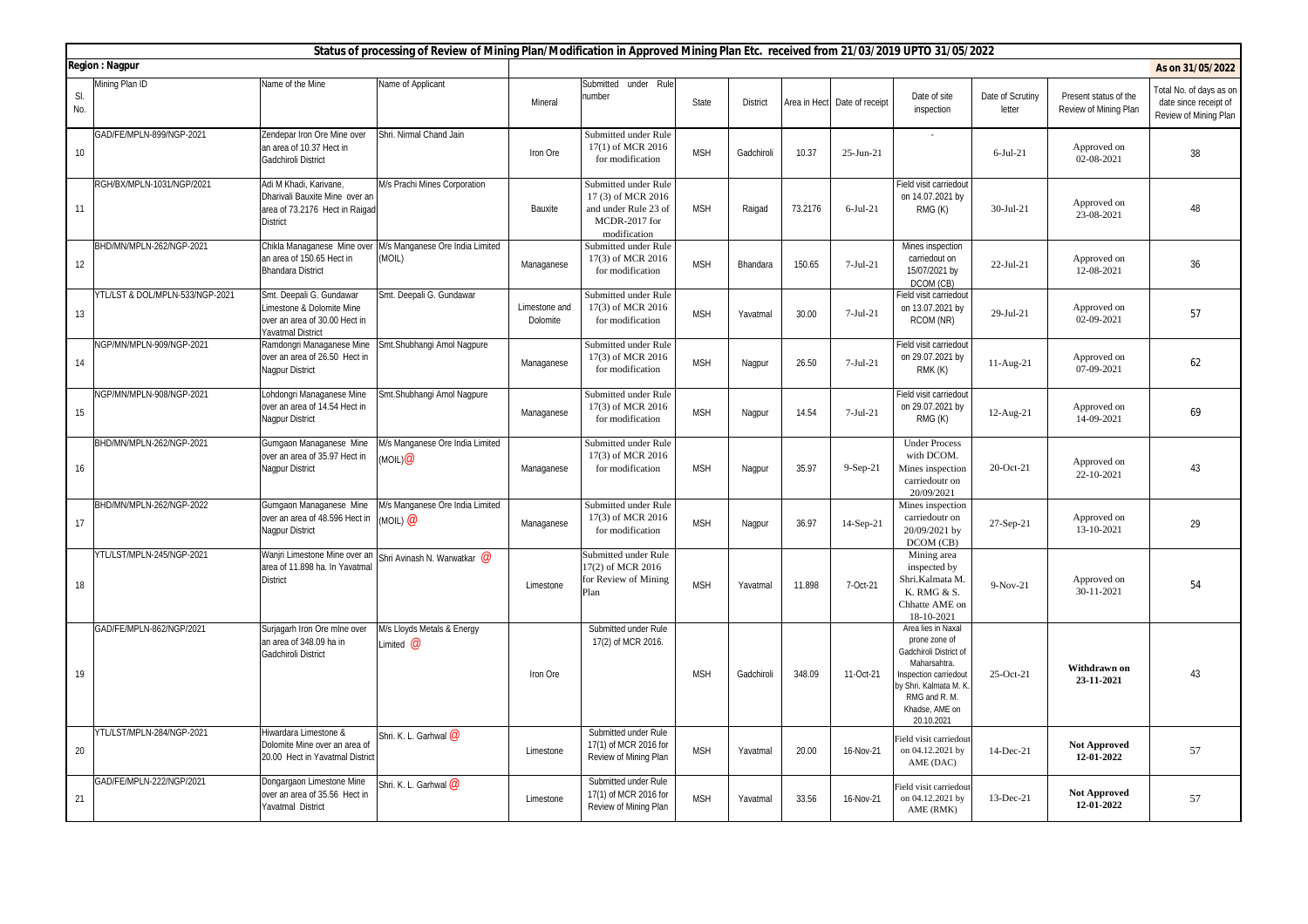## Status of processing of Review of Mining Plan/Modification in Approved Mining Plan Etc. received from 21/03/2019 UPTO 31/05/2022

**Region : Nagpur** — **As on 31/05/2022**

| Sl. No. | Mining Plan ID | Name of the Mine | Name of Applicant | Mineral | Submitted under Rule number | State | District | Area in Hect | Date of receipt | Date of site inspection | Date of Scrutiny letter | Present status of the Review of Mining Plan | Total No. of days as on date since receipt of Review of Mining Plan |
|---|---|---|---|---|---|---|---|---|---|---|---|---|---|
| 10 | GAD/FE/MPLN-899/NGP-2021 | Zendepar Iron Ore Mine over an area of 10.37 Hect in Gadchiroli District | Shri. Nirmal Chand Jain | Iron Ore | Submitted under Rule 17(1) of MCR 2016 for modification | MSH | Gadchiroli | 10.37 | 25-Jun-21 | - | 6-Jul-21 | Approved on 02-08-2021 | 38 |
| 11 | RGH/BX/MPLN-1031/NGP/2021 | Adi M Khadi, Karivane, Dharivali Bauxite Mine over an area of 73.2176 Hect in Raigad District | M/s Prachi Mines Corporation | Bauxite | Submitted under Rule 17 (3) of MCR 2016 and under Rule 23 of MCDR-2017 for modification | MSH | Raigad | 73.2176 | 6-Jul-21 | Field visit carriedout on 14.07.2021 by RMG (K) | 30-Jul-21 | Approved on 23-08-2021 | 48 |
| 12 | BHD/MN/MPLN-262/NGP-2021 | Chikla Managanese Mine over an area of 150.65 Hect in Bhandara District | M/s Manganese Ore India Limited (MOIL) | Managanese | Submitted under Rule 17(3) of MCR 2016 for modification | MSH | Bhandara | 150.65 | 7-Jul-21 | Mines inspection carriedout on 15/07/2021 by DCOM (CB) | 22-Jul-21 | Approved on 12-08-2021 | 36 |
| 13 | YTL/LST & DOL/MPLN-533/NGP-2021 | Smt. Deepali G. Gundawar Limestone & Dolomite Mine over an area of 30.00 Hect in Yavatmal District | Smt. Deepali G. Gundawar | Limestone and Dolomite | Submitted under Rule 17(3) of MCR 2016 for modification | MSH | Yavatmal | 30.00 | 7-Jul-21 | Field visit carriedout on 13.07.2021 by RCOM (NR) | 29-Jul-21 | Approved on 02-09-2021 | 57 |
| 14 | NGP/MN/MPLN-909/NGP-2021 | Ramdongri Managanese Mine over an area of 26.50 Hect in Nagpur District | Smt.Shubhangi Amol Nagpure | Managanese | Submitted under Rule 17(3) of MCR 2016 for modification | MSH | Nagpur | 26.50 | 7-Jul-21 | Field visit carriedout on 29.07.2021 by RMK (K) | 11-Aug-21 | Approved on 07-09-2021 | 62 |
| 15 | NGP/MN/MPLN-908/NGP-2021 | Lohdongri Managanese Mine over an area of 14.54 Hect in Nagpur District | Smt.Shubhangi Amol Nagpure | Managanese | Submitted under Rule 17(3) of MCR 2016 for modification | MSH | Nagpur | 14.54 | 7-Jul-21 | Field visit carriedout on 29.07.2021 by RMG (K) | 12-Aug-21 | Approved on 14-09-2021 | 69 |
| 16 | BHD/MN/MPLN-262/NGP-2021 | Gumgaon Managanese Mine over an area of 35.97 Hect in Nagpur District | M/s Manganese Ore India Limited (MOIL)@ | Managanese | Submitted under Rule 17(3) of MCR 2016 for modification | MSH | Nagpur | 35.97 | 9-Sep-21 | Under Process with DCOM. Mines inspection carriedoutr on 20/09/2021 | 20-Oct-21 | Approved on 22-10-2021 | 43 |
| 17 | BHD/MN/MPLN-262/NGP-2022 | Gumgaon Managanese Mine over an area of 48.596 Hect in Nagpur District | M/s Manganese Ore India Limited (MOIL) @ | Managanese | Submitted under Rule 17(3) of MCR 2016 for modification | MSH | Nagpur | 36.97 | 14-Sep-21 | Mines inspection carriedoutr on 20/09/2021 by DCOM (CB) | 27-Sep-21 | Approved on 13-10-2021 | 29 |
| 18 | YTL/LST/MPLN-245/NGP-2021 | Wanjri Limestone Mine over an area of 11.898 ha. In Yavatmal District | Shri Avinash N. Warwatkar @ | Limestone | Submitted under Rule 17(2) of MCR 2016 for Review of Mining Plan | MSH | Yavatmal | 11.898 | 7-Oct-21 | Mining area inspected by Shri.Kalmata M. K. RMG & S. Chhatte AME on 18-10-2021 | 9-Nov-21 | Approved on 30-11-2021 | 54 |
| 19 | GAD/FE/MPLN-862/NGP/2021 | Surjagarh Iron Ore mine over an area of 348.09 ha in Gadchiroli District | M/s Lloyds Metals & Energy Limited @ | Iron Ore | Submitted under Rule 17(2) of MCR 2016. | MSH | Gadchiroli | 348.09 | 11-Oct-21 | Area lies in Naxal prone zone of Gadchiroli District of Maharashtra. Inspection carriedout by Shri. Kalmata M. K. RMG and R. M. Khadse, AME on 20.10.2021 | 25-Oct-21 | **Withdrawn on 23-11-2021** | 43 |
| 20 | YTL/LST/MPLN-284/NGP-2021 | Hiwardara Limestone & Dolomite Mine over an area of 20.00 Hect in Yavatmal District | Shri. K. L. Garhwal @ | Limestone | Submitted under Rule 17(1) of MCR 2016 for Review of Mining Plan | MSH | Yavatmal | 20.00 | 16-Nov-21 | Field visit carriedout on 04.12.2021 by AME (DAC) | 14-Dec-21 | **Not Approved 12-01-2022** | 57 |
| 21 | GAD/FE/MPLN-222/NGP/2021 | Dongargaon Limestone Mine over an area of 35.56 Hect in Yavatmal District | Shri. K. L. Garhwal @ | Limestone | Submitted under Rule 17(1) of MCR 2016 for Review of Mining Plan | MSH | Yavatmal | 33.56 | 16-Nov-21 | Field visit carriedout on 04.12.2021 by AME (RMK) | 13-Dec-21 | **Not Approved 12-01-2022** | 57 |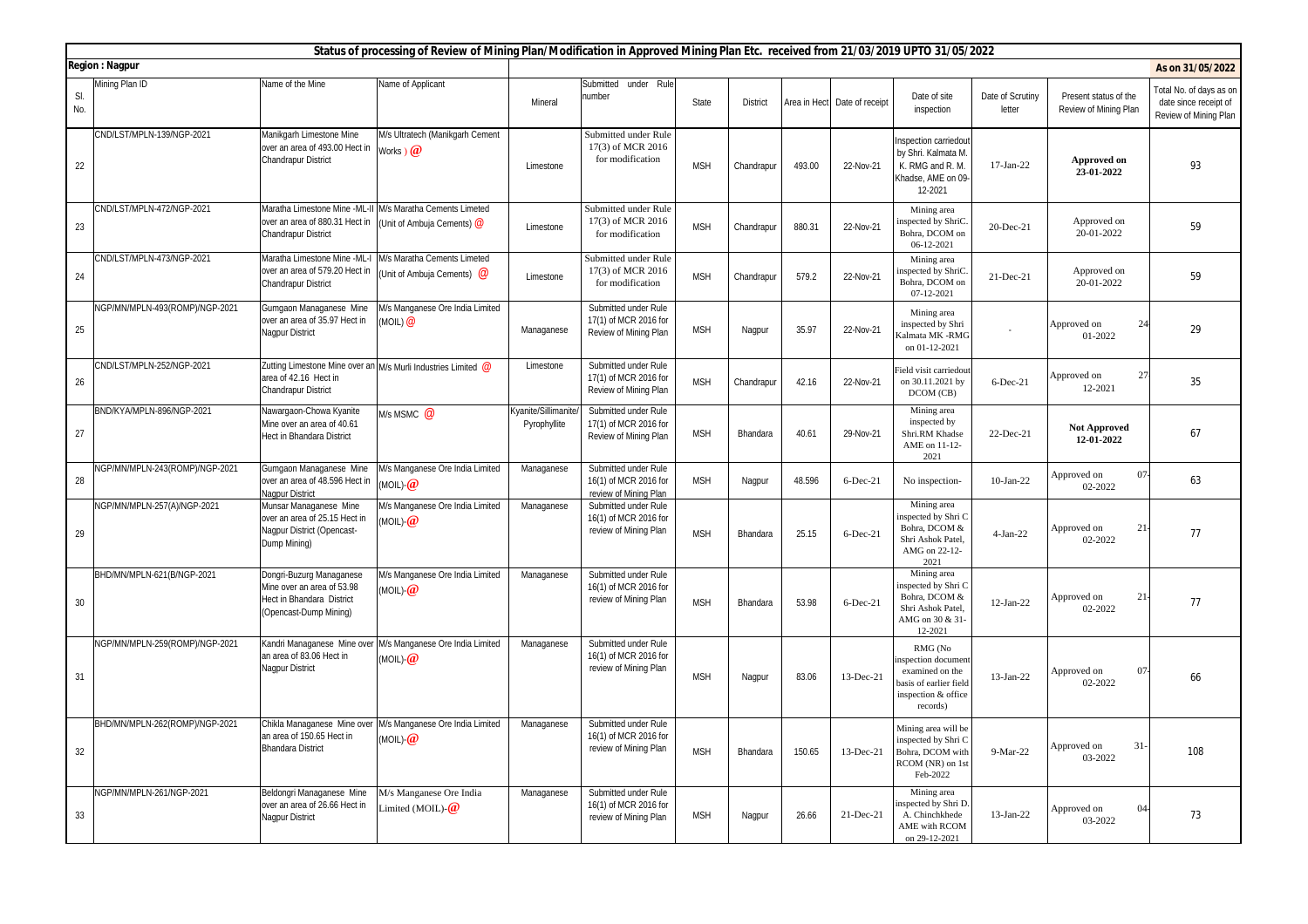## Status of processing of Review of Mining Plan/Modification in Approved Mining Plan Etc. received from 21/03/2019 UPTO 31/05/2022

**Region : Nagpur** — **As on 31/05/2022**

| Sl. No. | Mining Plan ID | Name of the Mine | Name of Applicant | Mineral | Submitted under Rule number | State | District | Area in Hect | Date of receipt | Date of site inspection | Date of Scrutiny letter | Present status of the Review of Mining Plan | Total No. of days as on date since receipt of Review of Mining Plan |
|---|---|---|---|---|---|---|---|---|---|---|---|---|---|
| 22 | CND/LST/MPLN-139/NGP-2021 | Manikgarh Limestone Mine over an area of 493.00 Hect in Chandrapur District | M/s Ultratech (Manikgarh Cement Works ) @ | Limestone | Submitted under Rule 17(3) of MCR 2016 for modification | MSH | Chandrapur | 493.00 | 22-Nov-21 | Inspection carriedout by Shri. Kalmata M. K. RMG and R. M. Khadse, AME on 09-12-2021 | 17-Jan-22 | **Approved on 23-01-2022** | 93 |
| 23 | CND/LST/MPLN-472/NGP-2021 | Maratha Limestone Mine -ML-II over an area of 880.31 Hect in Chandrapur District | M/s Maratha Cements Limeted (Unit of Ambuja Cements) @ | Limestone | Submitted under Rule 17(3) of MCR 2016 for modification | MSH | Chandrapur | 880.31 | 22-Nov-21 | Mining area inspected by ShriC. Bohra, DCOM on 06-12-2021 | 20-Dec-21 | Approved on 20-01-2022 | 59 |
| 24 | CND/LST/MPLN-473/NGP-2021 | Maratha Limestone Mine -ML-I over an area of 579.20 Hect in Chandrapur District | M/s Maratha Cements Limeted (Unit of Ambuja Cements) @ | Limestone | Submitted under Rule 17(3) of MCR 2016 for modification | MSH | Chandrapur | 579.2 | 22-Nov-21 | Mining area inspected by ShriC. Bohra, DCOM on 07-12-2021 | 21-Dec-21 | Approved on 20-01-2022 | 59 |
| 25 | NGP/MN/MPLN-493(ROMP)/NGP-2021 | Gumgaon Managanese Mine over an area of 35.97 Hect in Nagpur District | M/s Manganese Ore India Limited (MOIL) @ | Managanese | Submitted under Rule 17(1) of MCR 2016 for Review of Mining Plan | MSH | Nagpur | 35.97 | 22-Nov-21 | Mining area inspected by Shri Kalmata MK -RMG on 01-12-2021 | - | Approved on 24-01-2022 | 29 |
| 26 | CND/LST/MPLN-252/NGP-2021 | Zutting Limestone Mine over an area of 42.16 Hect in Chandrapur District | M/s Murli Industries Limited @ | Limestone | Submitted under Rule 17(1) of MCR 2016 for Review of Mining Plan | MSH | Chandrapur | 42.16 | 22-Nov-21 | Field visit carriedout on 30.11.2021 by DCOM (CB) | 6-Dec-21 | Approved on 27-12-2021 | 35 |
| 27 | BND/KYA/MPLN-896/NGP-2021 | Nawargaon-Chowa Kyanite Mine over an area of 40.61 Hect in Bhandara District | M/s MSMC @ | Kyanite/Sillimanite/ Pyrophyllite | Submitted under Rule 17(1) of MCR 2016 for Review of Mining Plan | MSH | Bhandara | 40.61 | 29-Nov-21 | Mining area inspected by Shri.RM Khadse AME on 11-12-2021 | 22-Dec-21 | **Not Approved 12-01-2022** | 67 |
| 28 | NGP/MN/MPLN-243(ROMP)/NGP-2021 | Gumgaon Managanese Mine over an area of 48.596 Hect in Nagpur District | M/s Manganese Ore India Limited (MOIL)-@ | Managanese | Submitted under Rule 16(1) of MCR 2016 for review of Mining Plan | MSH | Nagpur | 48.596 | 6-Dec-21 | No inspection- | 10-Jan-22 | Approved on 07-02-2022 | 63 |
| 29 | NGP/MN/MPLN-257(A)/NGP-2021 | Munsar Managanese Mine over an area of 25.15 Hect in Nagpur District (Opencast-Dump Mining) | M/s Manganese Ore India Limited (MOIL)-@ | Managanese | Submitted under Rule 16(1) of MCR 2016 for review of Mining Plan | MSH | Bhandara | 25.15 | 6-Dec-21 | Mining area inspected by Shri C Bohra, DCOM & Shri Ashok Patel, AMG on 22-12-2021 | 4-Jan-22 | Approved on 21-02-2022 | 77 |
| 30 | BHD/MN/MPLN-621(B/NGP-2021 | Dongri-Buzurg Managanese Mine over an area of 53.98 Hect in Bhandara District (Opencast-Dump Mining) | M/s Manganese Ore India Limited (MOIL)-@ | Managanese | Submitted under Rule 16(1) of MCR 2016 for review of Mining Plan | MSH | Bhandara | 53.98 | 6-Dec-21 | Mining area inspected by Shri C Bohra, DCOM & Shri Ashok Patel, AMG on 30 & 31-12-2021 | 12-Jan-22 | Approved on 21-02-2022 | 77 |
| 31 | NGP/MN/MPLN-259(ROMP)/NGP-2021 | Kandri Managanese Mine over an area of 83.06 Hect in Nagpur District | M/s Manganese Ore India Limited (MOIL)-@ | Managanese | Submitted under Rule 16(1) of MCR 2016 for review of Mining Plan | MSH | Nagpur | 83.06 | 13-Dec-21 | RMG (No inspection document examined on the basis of earlier field inspection & office records) | 13-Jan-22 | Approved on 07-02-2022 | 66 |
| 32 | BHD/MN/MPLN-262(ROMP)/NGP-2021 | Chikla Managanese Mine over an area of 150.65 Hect in Bhandara District | M/s Manganese Ore India Limited (MOIL)-@ | Managanese | Submitted under Rule 16(1) of MCR 2016 for review of Mining Plan | MSH | Bhandara | 150.65 | 13-Dec-21 | Mining area will be inspected by Shri C Bohra, DCOM with RCOM (NR) on 1st Feb-2022 | 9-Mar-22 | Approved on 31-03-2022 | 108 |
| 33 | NGP/MN/MPLN-261/NGP-2021 | Beldongri Managanese Mine over an area of 26.66 Hect in Nagpur District | M/s Manganese Ore India Limited (MOIL)-@ | Managanese | Submitted under Rule 16(1) of MCR 2016 for review of Mining Plan | MSH | Nagpur | 26.66 | 21-Dec-21 | Mining area inspected by Shri D. A. Chinchkhede AME with RCOM on 29-12-2021 | 13-Jan-22 | Approved on 04-03-2022 | 73 |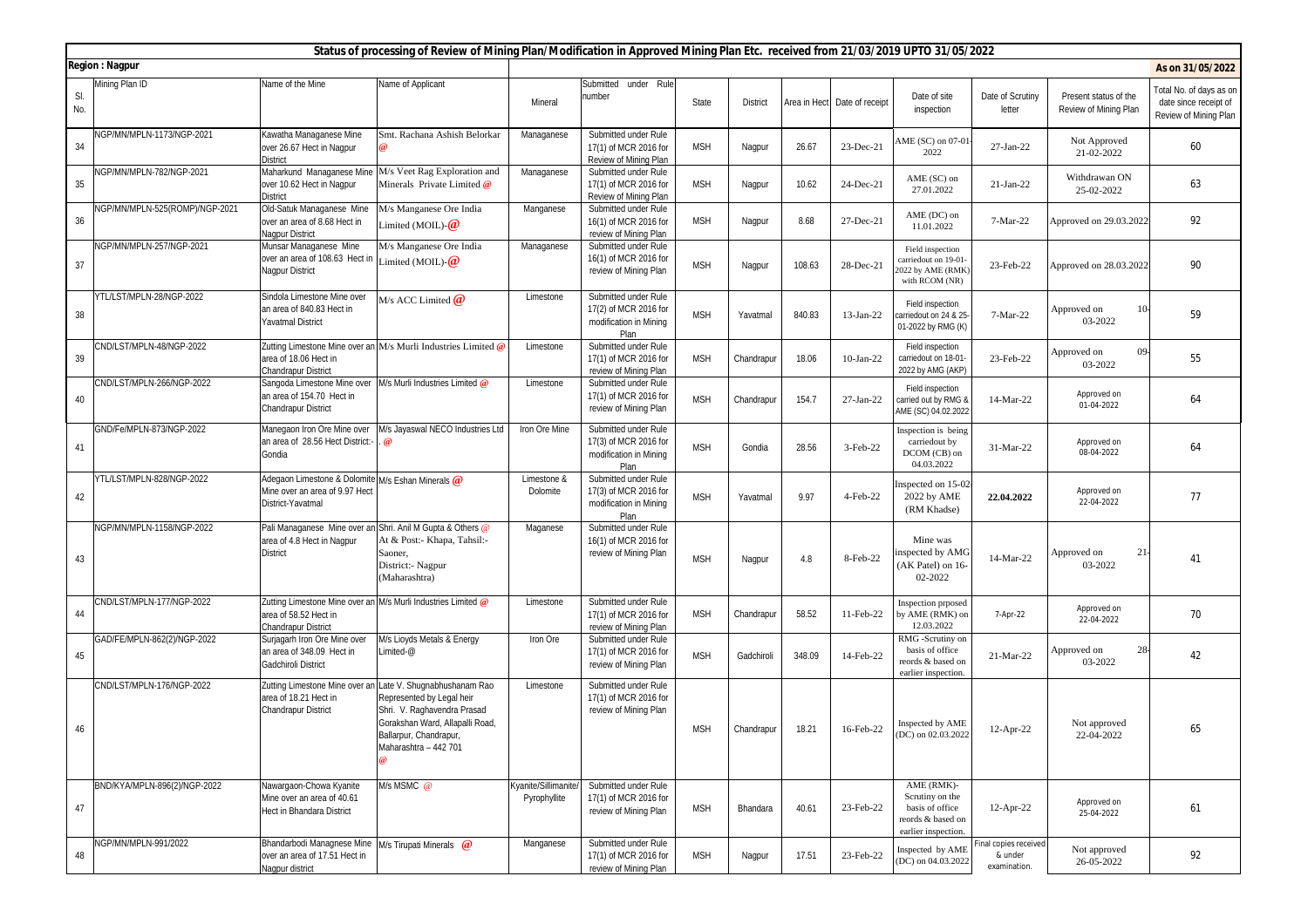## Status of processing of Review of Mining Plan/Modification in Approved Mining Plan Etc. received from 21/03/2019 UPTO 31/05/2022

**Region : Nagpur** **As on 31/05/2022**

| Sl. No. | Mining Plan ID | Name of the Mine | Name of Applicant | Mineral | Submitted under Rule number | State | District | Area in Hect | Date of receipt | Date of site inspection | Date of Scrutiny letter | Present status of the Review of Mining Plan | Total No. of days as on date since receipt of Review of Mining Plan |
|---|---|---|---|---|---|---|---|---|---|---|---|---|---|
| 34 | NGP/MN/MPLN-1173/NGP-2021 | Kawatha Managanese Mine over 26.67 Hect in Nagpur District | Smt. Rachana Ashish Belorkar @ | Managanese | Submitted under Rule 17(1) of MCR 2016 for Review of Mining Plan | MSH | Nagpur | 26.67 | 23-Dec-21 | AME (SC) on 07-01-2022 | 27-Jan-22 | Not Approved 21-02-2022 | 60 |
| 35 | NGP/MN/MPLN-782/NGP-2021 | Maharkund Managanese Mine over 10.62 Hect in Nagpur District | M/s Veet Rag Exploration and Minerals Private Limited @ | Managanese | Submitted under Rule 17(1) of MCR 2016 for Review of Mining Plan | MSH | Nagpur | 10.62 | 24-Dec-21 | AME (SC) on 27.01.2022 | 21-Jan-22 | Withdrawan ON 25-02-2022 | 63 |
| 36 | NGP/MN/MPLN-525(ROMP)/NGP-2021 | Old-Satuk Managanese Mine over an area of 8.68 Hect in Nagpur District | M/s Manganese Ore India Limited (MOIL)-@ | Manganese | Submitted under Rule 16(1) of MCR 2016 for review of Mining Plan | MSH | Nagpur | 8.68 | 27-Dec-21 | AME (DC) on 11.01.2022 | 7-Mar-22 | Approved on 29.03.2022 | 92 |
| 37 | NGP/MN/MPLN-257/NGP-2021 | Munsar Managanese Mine over an area of 108.63 Hect in Nagpur District | M/s Manganese Ore India Limited (MOIL)-@ | Managanese | Submitted under Rule 16(1) of MCR 2016 for review of Mining Plan | MSH | Nagpur | 108.63 | 28-Dec-21 | Field inspection carriedout on 19-01-2022 by AME (RMK) with RCOM (NR) | 23-Feb-22 | Approved on 28.03.2022 | 90 |
| 38 | YTL/LST/MPLN-28/NGP-2022 | Sindola Limestone Mine over an area of 840.83 Hect in Yavatmal District | M/s ACC Limited @ | Limestone | Submitted under Rule 17(2) of MCR 2016 for modification in Mining Plan | MSH | Yavatmal | 840.83 | 13-Jan-22 | Field inspection carriedout on 24 & 25-01-2022 by RMG (K) | 7-Mar-22 | Approved on 10-03-2022 | 59 |
| 39 | CND/LST/MPLN-48/NGP-2022 | Zutting Limestone Mine over an area of 18.06 Hect in Chandrapur District | M/s Murli Industries Limited @ | Limestone | Submitted under Rule 17(1) of MCR 2016 for review of Mining Plan | MSH | Chandrapur | 18.06 | 10-Jan-22 | Field inspection carriedout on 18-01-2022 by AMG (AKP) | 23-Feb-22 | Approved on 09-03-2022 | 55 |
| 40 | CND/LST/MPLN-266/NGP-2022 | Sangoda Limestone Mine over an area of 154.70 Hect in Chandrapur District | M/s Murli Industries Limited @ | Limestone | Submitted under Rule 17(1) of MCR 2016 for review of Mining Plan | MSH | Chandrapur | 154.7 | 27-Jan-22 | Field inspection carried out by RMG & AME (SC) 04.02.2022 | 14-Mar-22 | Approved on 01-04-2022 | 64 |
| 41 | GND/Fe/MPLN-873/NGP-2022 | Manegaon Iron Ore Mine over an area of 28.56 Hect District:- Gondia | M/s Jayaswal NECO Industries Ltd . @ | Iron Ore Mine | Submitted under Rule 17(3) of MCR 2016 for modification in Mining Plan | MSH | Gondia | 28.56 | 3-Feb-22 | Inspection is being carriedout by DCOM (CB) on 04.03.2022 | 31-Mar-22 | Approved on 08-04-2022 | 64 |
| 42 | YTL/LST/MPLN-828/NGP-2022 | Adegaon Limestone & Dolomite Mine over an area of 9.97 Hect District-Yavatmal | M/s Eshan Minerals @ | Limestone & Dolomite | Submitted under Rule 17(3) of MCR 2016 for modification in Mining Plan | MSH | Yavatmal | 9.97 | 4-Feb-22 | Inspected on 15-02-2022 by AME (RM Khadse) | **22.04.2022** | Approved on 22-04-2022 | 77 |
| 43 | NGP/MN/MPLN-1158/NGP-2022 | Pali Managanese Mine over an area of 4.8 Hect in Nagpur District | Shri. Anil M Gupta & Others @ At & Post:- Khapa, Tahsil:- Saoner, District:- Nagpur (Maharashtra) | Maganese | Submitted under Rule 16(1) of MCR 2016 for review of Mining Plan | MSH | Nagpur | 4.8 | 8-Feb-22 | Mine was inspected by AMG (AK Patel) on 16-02-2022 | 14-Mar-22 | Approved on 21-03-2022 | 41 |
| 44 | CND/LST/MPLN-177/NGP-2022 | Zutting Limestone Mine over an area of 58.52 Hect in Chandrapur District | M/s Murli Industries Limited @ | Limestone | Submitted under Rule 17(1) of MCR 2016 for review of Mining Plan | MSH | Chandrapur | 58.52 | 11-Feb-22 | Inspection prposed by AME (RMK) on 12.03.2022 | 7-Apr-22 | Approved on 22-04-2022 | 70 |
| 45 | GAD/FE/MPLN-862(2)/NGP-2022 | Surjagarh Iron Ore Mine over an area of 348.09 Hect in Gadchiroli District | M/s Lioyds Metals & Energy Limited-@ | Iron Ore | Submitted under Rule 17(1) of MCR 2016 for review of Mining Plan | MSH | Gadchiroli | 348.09 | 14-Feb-22 | RMG -Scrutiny on basis of office reords & based on earlier inspection. | 21-Mar-22 | Approved on 28-03-2022 | 42 |
| 46 | CND/LST/MPLN-176/NGP-2022 | Zutting Limestone Mine over an area of 18.21 Hect in Chandrapur District | Late V. Shugnabhushanam Rao Represented by Legal heir Shri. V. Raghavendra Prasad Gorakshan Ward, Allapalli Road, Ballarpur, Chandrapur, Maharashtra – 442 701 @ | Limestone | Submitted under Rule 17(1) of MCR 2016 for review of Mining Plan | MSH | Chandrapur | 18.21 | 16-Feb-22 | Inspected by AME (DC) on 02.03.2022 | 12-Apr-22 | Not approved 22-04-2022 | 65 |
| 47 | BND/KYA/MPLN-896(2)/NGP-2022 | Nawargaon-Chowa Kyanite Mine over an area of 40.61 Hect in Bhandara District | M/s MSMC @ | Kyanite/Sillimanite/ Pyrophyllite | Submitted under Rule 17(1) of MCR 2016 for review of Mining Plan | MSH | Bhandara | 40.61 | 23-Feb-22 | AME (RMK)- Scrutiny on the basis of office reords & based on earlier inspection. | 12-Apr-22 | Approved on 25-04-2022 | 61 |
| 48 | NGP/MN/MPLN-991/2022 | Bhandarbodi Managnese Mine over an area of 17.51 Hect in Nagpur district | M/s Tirupati Minerals @ | Manganese | Submitted under Rule 17(1) of MCR 2016 for review of Mining Plan | MSH | Nagpur | 17.51 | 23-Feb-22 | Inspected by AME (DC) on 04.03.2022 | Final copies received & under examination. | Not approved 26-05-2022 | 92 |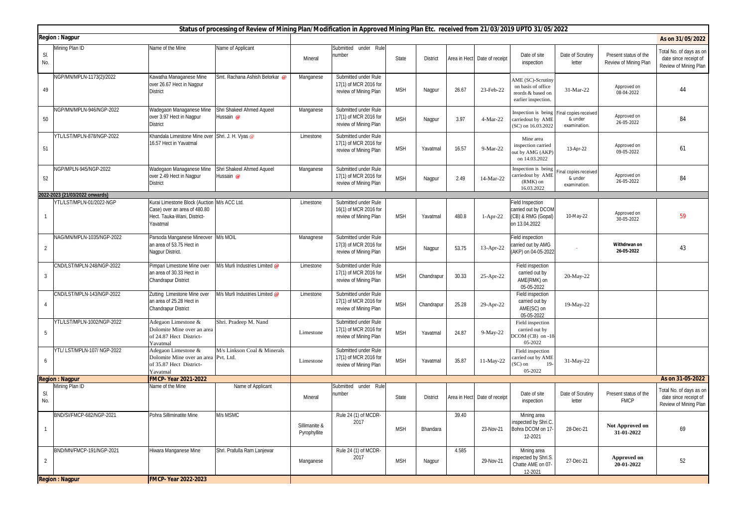## Status of processing of Review of Mining Plan/Modification in Approved Mining Plan Etc. received from 21/03/2019 UPTO 31/05/2022

**Region : Nagpur** | **As on 31/05/2022**

| Sl. No. | Mining Plan ID | Name of the Mine | Name of Applicant | Mineral | Submitted under Rule number | State | District | Area in Hect | Date of receipt | Date of site inspection | Date of Scrutiny letter | Present status of the Review of Mining Plan | Total No. of days as on date since receipt of Review of Mining Plan |
|---|---|---|---|---|---|---|---|---|---|---|---|---|---|
| 49 | NGP/MN/MPLN-1173(2)/2022 | Kawatha Managanese Mine over 26.67 Hect in Nagpur District | Smt. Rachana Ashish Belorkar @ | Manganese | Submitted under Rule 17(1) of MCR 2016 for review of Mining Plan | MSH | Nagpur | 26.67 | 23-Feb-22 | AME (SC)-Scrutiny on basis of office reords & based on earlier inspection. | 31-Mar-22 | Approved on 08-04-2022 | 44 |
| 50 | NGP/MN/MPLN-946/NGP-2022 | Wadegaon Managanese Mine over 3.97 Hect in Nagpur District | Shri Shakeel Ahmed Aqueel Hussain @ | Manganese | Submitted under Rule 17(1) of MCR 2016 for review of Mining Plan | MSH | Nagpur | 3.97 | 4-Mar-22 | Inspection is being carriedout by AME (SC) on 16.03.2022 | Final copies received & under examination. | Approved on 26-05-2022 | 84 |
| 51 | YTL/LST/MPLN-878/NGP-2022 | Khandala Limestone Mine over 16.57 Hect in Yavatmal | Shri. J. H. Vyas @ | Limestone | Submitted under Rule 17(1) of MCR 2016 for review of Mining Plan | MSH | Yavatmal | 16.57 | 9-Mar-22 | Mine area inspection carried out by AMG (AKP) on 14.03.2022 | 13-Apr-22 | Approved on 09-05-2022 | 61 |
| 52 | NGP/MPLN-945/NGP-2022 | Wadegaon Managanese Mine over 2.49 Hect in Nagpur District | Shri Shakeel Ahmed Aqueel Hussain @ | Manganese | Submitted under Rule 17(1) of MCR 2016 for review of Mining Plan | MSH | Nagpur | 2.49 | 14-Mar-22 | Inspection is being carriedout by AME (RMK) on 16.03.2022 | Final copies received & under examination. | Approved on 26-05-2022 | 84 |
| **2022-2023 (21/03/2022 onwards)** | | | | | | | | | | | | | |
| 1 | YTL/LST/MPLN-01/2022-NGP | Kurai Limestone Block (Auction Case) over an area of 480.80 Hect. Tauka-Wani, District-Yavatmal | M/s ACC Ltd. | Limestone | Submitted under Rule 16(1) of MCR 2016 for review of Mining Plan | MSH | Yavatmal | 480.8 | 1-Apr-22 | Field Inspection carried out by DCOM (CB) & RMG (Gopal) on 13.04.2022 | 10-May-22 | Approved on 30-05-2022 | 59 |
| 2 | NAG/MN/MPLN-1035/NGP-2022 | Parsoda Manganese Mineover an area of 53.75 Hect in Nagpur District. | M/s MOIL | Managnese | Submitted under Rule 17(3) of MCR 2016 for review of Mining Plan | MSH | Nagpur | 53.75 | 13-Apr-22 | Field inspection carried out by AMG (AKP) on 04-05-2022 | - | **Withdrwan on 26-05-2022** | 43 |
| 3 | CND/LST/MPLN-248/NGP-2022 | Pimpari Limestone Mine over an area of 30.33 Hect in Chandrapur District | M/s Murli Industries Limited @ | Limestone | Submitted under Rule 17(1) of MCR 2016 for review of Mining Plan | MSH | Chandrapur | 30.33 | 25-Apr-22 | Field inspection carried out by AME(RMK) on 05-05-2022 | 20-May-22 | | |
| 4 | CND/LST/MPLN-143/NGP-2022 | Zutting Limestone Mine over an area of 25.28 Hect in Chandrapur District | M/s Murli Industries Limited @ | Limestone | Submitted under Rule 17(1) of MCR 2016 for review of Mining Plan | MSH | Chandrapur | 25.28 | 29-Apr-22 | Field inspection carried out by AME(SC) on 05-05-2022 | 19-May-22 | | |
| 5 | YTL/LST/MPLN-1002/NGP-2022 | Adegaon Limestone & Dolomite Mine over an area of 24.87 Hect District-Yavatmal | Shri. Pradeep M. Nand | Limestone | Submitted under Rule 17(1) of MCR 2016 for review of Mining Plan | MSH | Yavatmal | 24.87 | 9-May-22 | Field inspection carried out by DCOM (CB) on -18-05-2022 | | | |
| 6 | YTL/ LST/MPLN-107/ NGP-2022 | Adegaon Limestone & Dolomite Mine over an area of 35.87 Hect District-Yavatmal | M/s Linkson Coal & Minerals Pvt. Ltd. | Limestone | Submitted under Rule 17(1) of MCR 2016 for review of Mining Plan | MSH | Yavatmal | 35.87 | 11-May-22 | Field inspection carried out by AME (SC) on 19-05-2022 | 31-May-22 | | |

**Region : Nagpur** | **FMCP- Year 2021-2022** | **As on 31-05-2022**

| Sl. No. | Mining Plan ID | Name of the Mine | Name of Applicant | Mineral | Submitted under Rule number | State | District | Area in Hect | Date of receipt | Date of site inspection | Date of Scrutiny letter | Present status of the FMCP | Total No. of days as on date since receipt of Review of Mining Plan |
|---|---|---|---|---|---|---|---|---|---|---|---|---|---|
| 1 | BND/SI/FMCP-682/NGP-2021 | Pohra Silliminatite Mine | M/s MSMC | Sillimanite & Pyrophyllite | Rule 24 (1) of MCDR-2017 | MSH | Bhandara | 39.40 | 23-Nov-21 | Mining area inspected by Shri.C. Bohra DCOM on 17-12-2021 | 28-Dec-21 | **Not Approved on 31-01-2022** | 69 |
| 2 | BND/MN/FMCP-191/NGP-2021 | Hiwara Manganese Mine | Shri. Prafulla Ram Lanjewar | Manganese | Rule 24 (1) of MCDR-2017 | MSH | Nagpur | 4.585 | 29-Nov-21 | Mining area inspected by Shri.S. Chatte AME on 07-12-2021 | 27-Dec-21 | **Approved on 20-01-2022** | 52 |

**Region : Nagpur** | **FMCP- Year 2022-2023**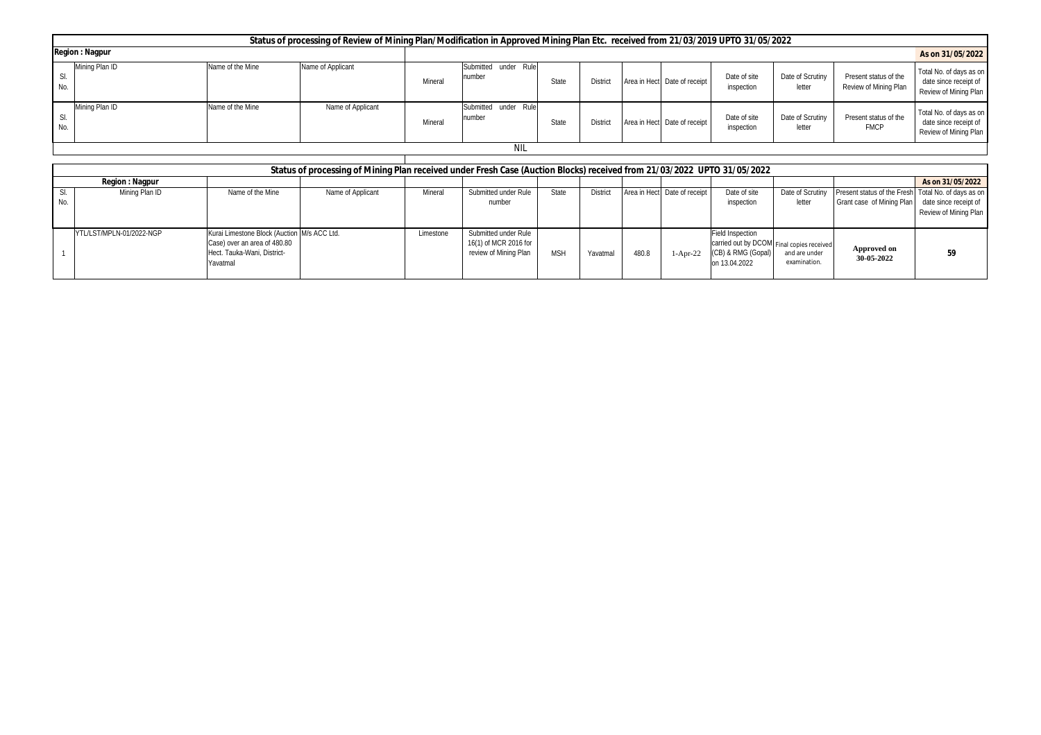**Status of processing of Review of Mining Plan/Modification in Approved Mining Plan Etc. received from 21/03/2019 UPTO 31/05/2022**

| Region : Nagpur | | | | | | | | | | | | | As on 31/05/2022 |
|---|---|---|---|---|---|---|---|---|---|---|---|---|---|
| Sl. No. | Mining Plan ID | Name of the Mine | Name of Applicant | Mineral | Submitted under Rule number | State | District | Area in Hect | Date of receipt | Date of site inspection | Date of Scrutiny letter | Present status of the Review of Mining Plan | Total No. of days as on date since receipt of Review of Mining Plan |
| Sl. No. | Mining Plan ID | Name of the Mine | Name of Applicant | Mineral | Submitted under Rule number | State | District | Area in Hect | Date of receipt | Date of site inspection | Date of Scrutiny letter | Present status of the FMCP | Total No. of days as on date since receipt of Review of Mining Plan |
| | | | | | NIL | | | | | | | | |

**Status of processing of Mining Plan received under Fresh Case (Auction Blocks) received from 21/03/2022 UPTO 31/05/2022**

| Region : Nagpur | | | | | | | | | | | | | As on 31/05/2022 |
|---|---|---|---|---|---|---|---|---|---|---|---|---|---|
| Sl. No. | Mining Plan ID | Name of the Mine | Name of Applicant | Mineral | Submitted under Rule number | State | District | Area in Hect | Date of receipt | Date of site inspection | Date of Scrutiny letter | Present status of the Fresh Grant case of Mining Plan | Total No. of days as on date since receipt of Review of Mining Plan |
| 1 | YTL/LST/MPLN-01/2022-NGP | Kurai Limestone Block (Auction Case) over an area of 480.80 Hect. Tauka-Wani, District-Yavatmal | M/s ACC Ltd. | Limestone | Submitted under Rule 16(1) of MCR 2016 for review of Mining Plan | MSH | Yavatmal | 480.8 | 1-Apr-22 | Field Inspection carried out by DCOM (CB) & RMG (Gopal) on 13.04.2022 | Final copies received and are under examination. | **Approved on 30-05-2022** | **59** |